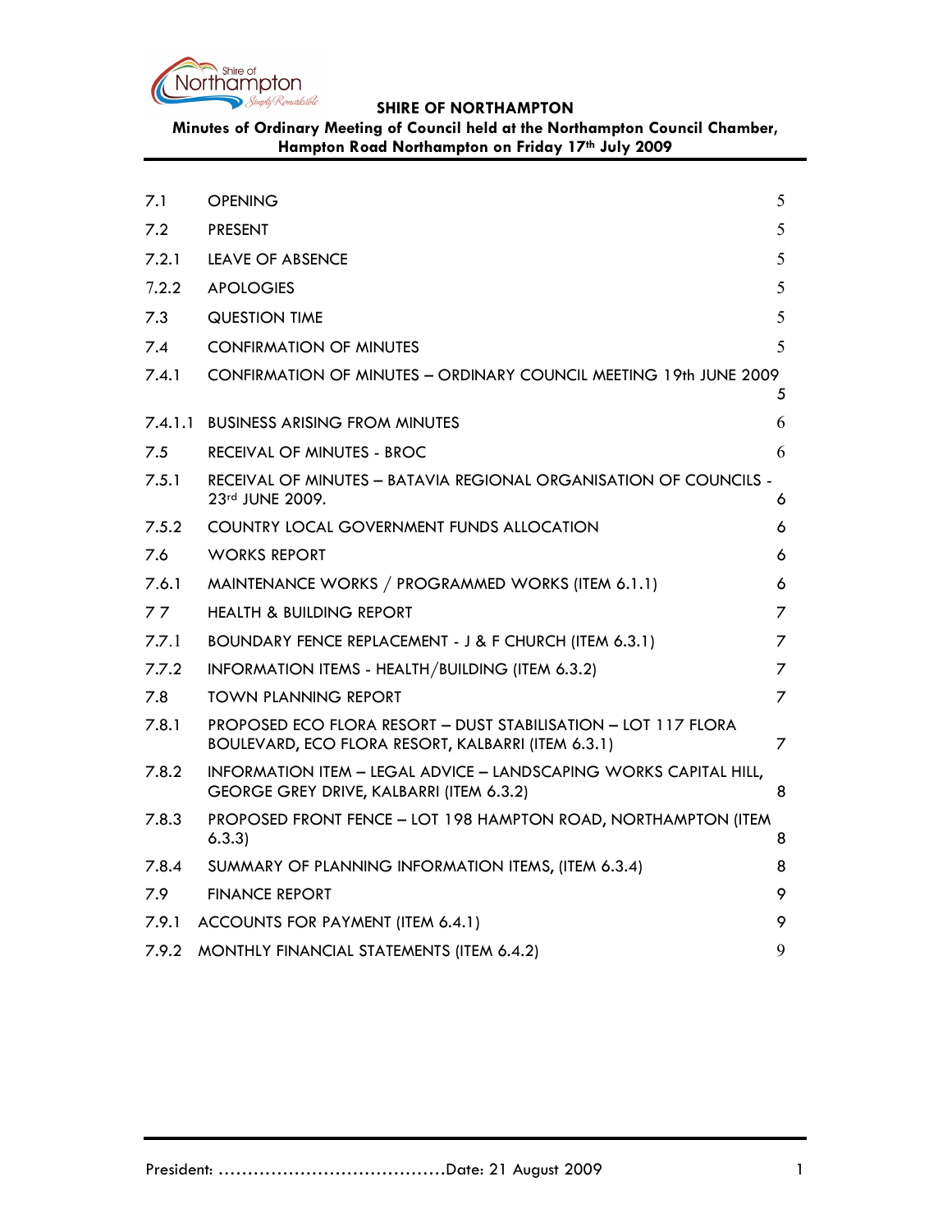**SHIRE OF NORTHAMPTON**

**Minutes of Ordinary Meeting of Council held at the Northampton Council Chamber, Hampton Road Northampton on Friday 17th July 2009**

| | | |
|---|---|---|
| 7.1 | OPENING | 5 |
| 7.2 | PRESENT | 5 |
| 7.2.1 | LEAVE OF ABSENCE | 5 |
| 7.2.2 | APOLOGIES | 5 |
| 7.3 | QUESTION TIME | 5 |
| 7.4 | CONFIRMATION OF MINUTES | 5 |
| 7.4.1 | CONFIRMATION OF MINUTES – ORDINARY COUNCIL MEETING 19th JUNE 2009 | 5 |
| 7.4.1.1 | BUSINESS ARISING FROM MINUTES | 6 |
| 7.5 | RECEIVAL OF MINUTES - BROC | 6 |
| 7.5.1 | RECEIVAL OF MINUTES – BATAVIA REGIONAL ORGANISATION OF COUNCILS - 23rd JUNE 2009. | 6 |
| 7.5.2 | COUNTRY LOCAL GOVERNMENT FUNDS ALLOCATION | 6 |
| 7.6 | WORKS REPORT | 6 |
| 7.6.1 | MAINTENANCE WORKS / PROGRAMMED WORKS (ITEM 6.1.1) | 6 |
| 7 7 | HEALTH & BUILDING REPORT | 7 |
| 7.7.1 | BOUNDARY FENCE REPLACEMENT - J & F CHURCH (ITEM 6.3.1) | 7 |
| 7.7.2 | INFORMATION ITEMS - HEALTH/BUILDING (ITEM 6.3.2) | 7 |
| 7.8 | TOWN PLANNING REPORT | 7 |
| 7.8.1 | PROPOSED ECO FLORA RESORT – DUST STABILISATION – LOT 117 FLORA BOULEVARD, ECO FLORA RESORT, KALBARRI (ITEM 6.3.1) | 7 |
| 7.8.2 | INFORMATION ITEM – LEGAL ADVICE – LANDSCAPING WORKS CAPITAL HILL, GEORGE GREY DRIVE, KALBARRI (ITEM 6.3.2) | 8 |
| 7.8.3 | PROPOSED FRONT FENCE – LOT 198 HAMPTON ROAD, NORTHAMPTON (ITEM 6.3.3) | 8 |
| 7.8.4 | SUMMARY OF PLANNING INFORMATION ITEMS, (ITEM 6.3.4) | 8 |
| 7.9 | FINANCE REPORT | 9 |
| 7.9.1 | ACCOUNTS FOR PAYMENT (ITEM 6.4.1) | 9 |
| 7.9.2 | MONTHLY FINANCIAL STATEMENTS (ITEM 6.4.2) | 9 |

President: ......................................Date: 21 August 2009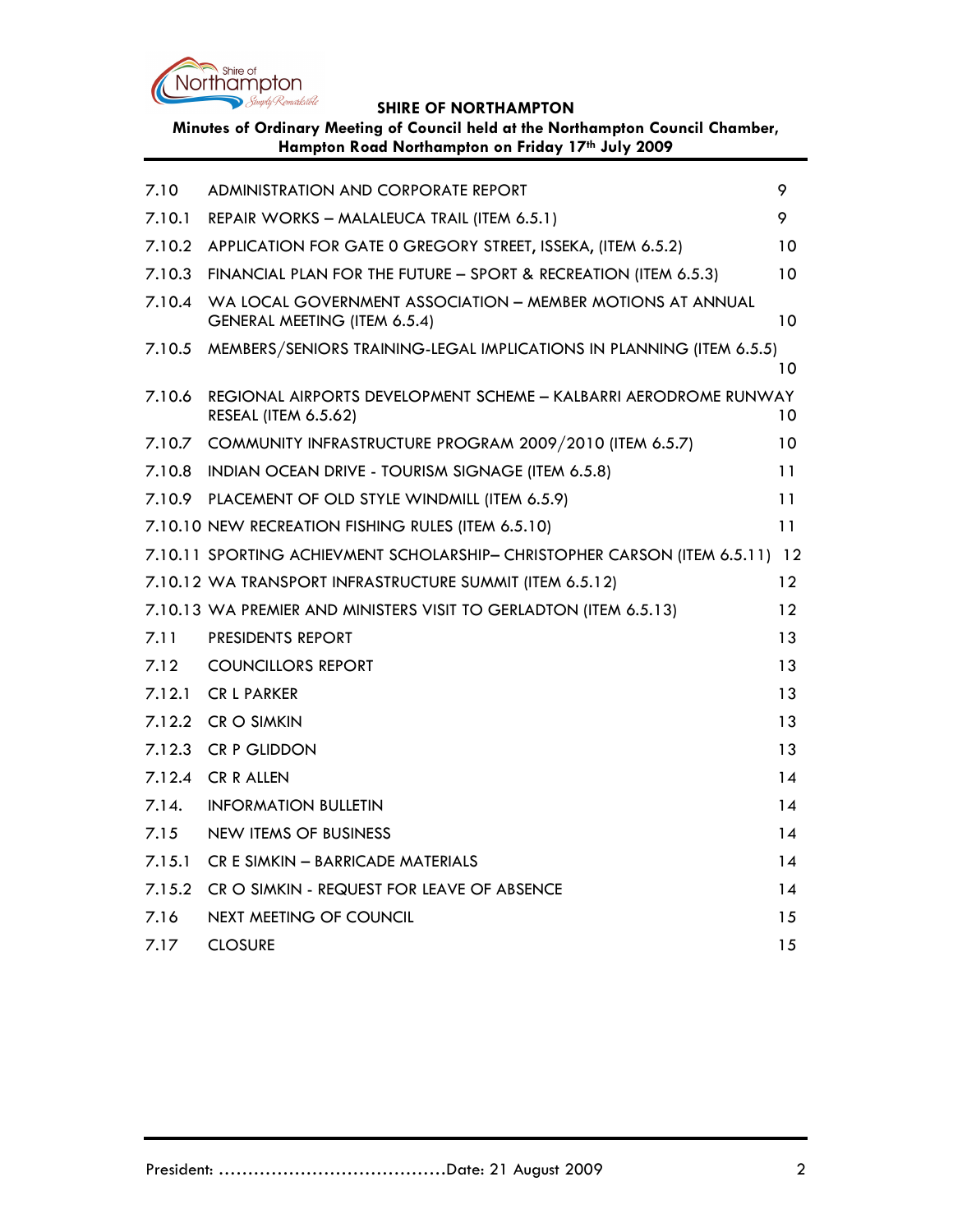| | | |
|---|---|---|
| 7.10 | ADMINISTRATION AND CORPORATE REPORT | 9 |
| 7.10.1 | REPAIR WORKS – MALALEUCA TRAIL (ITEM 6.5.1) | 9 |
| 7.10.2 | APPLICATION FOR GATE 0 GREGORY STREET, ISSEKA, (ITEM 6.5.2) | 10 |
| 7.10.3 | FINANCIAL PLAN FOR THE FUTURE – SPORT & RECREATION (ITEM 6.5.3) | 10 |
| 7.10.4 | WA LOCAL GOVERNMENT ASSOCIATION – MEMBER MOTIONS AT ANNUAL GENERAL MEETING (ITEM 6.5.4) | 10 |
| 7.10.5 | MEMBERS/SENIORS TRAINING-LEGAL IMPLICATIONS IN PLANNING (ITEM 6.5.5) | 10 |
| 7.10.6 | REGIONAL AIRPORTS DEVELOPMENT SCHEME – KALBARRI AERODROME RUNWAY RESEAL (ITEM 6.5.62) | 10 |
| 7.10.7 | COMMUNITY INFRASTRUCTURE PROGRAM 2009/2010 (ITEM 6.5.7) | 10 |
| 7.10.8 | INDIAN OCEAN DRIVE - TOURISM SIGNAGE (ITEM 6.5.8) | 11 |
| 7.10.9 | PLACEMENT OF OLD STYLE WINDMILL (ITEM 6.5.9) | 11 |
| 7.10.10 | NEW RECREATION FISHING RULES (ITEM 6.5.10) | 11 |
| 7.10.11 | SPORTING ACHIEVMENT SCHOLARSHIP– CHRISTOPHER CARSON (ITEM 6.5.11) | 12 |
| 7.10.12 | WA TRANSPORT INFRASTRUCTURE SUMMIT (ITEM 6.5.12) | 12 |
| 7.10.13 | WA PREMIER AND MINISTERS VISIT TO GERLADTON (ITEM 6.5.13) | 12 |
| 7.11 | PRESIDENTS REPORT | 13 |
| 7.12 | COUNCILLORS REPORT | 13 |
| 7.12.1 | CR L PARKER | 13 |
| 7.12.2 | CR O SIMKIN | 13 |
| 7.12.3 | CR P GLIDDON | 13 |
| 7.12.4 | CR R ALLEN | 14 |
| 7.14. | INFORMATION BULLETIN | 14 |
| 7.15 | NEW ITEMS OF BUSINESS | 14 |
| 7.15.1 | CR E SIMKIN – BARRICADE MATERIALS | 14 |
| 7.15.2 | CR O SIMKIN - REQUEST FOR LEAVE OF ABSENCE | 14 |
| 7.16 | NEXT MEETING OF COUNCIL | 15 |
| 7.17 | CLOSURE | 15 |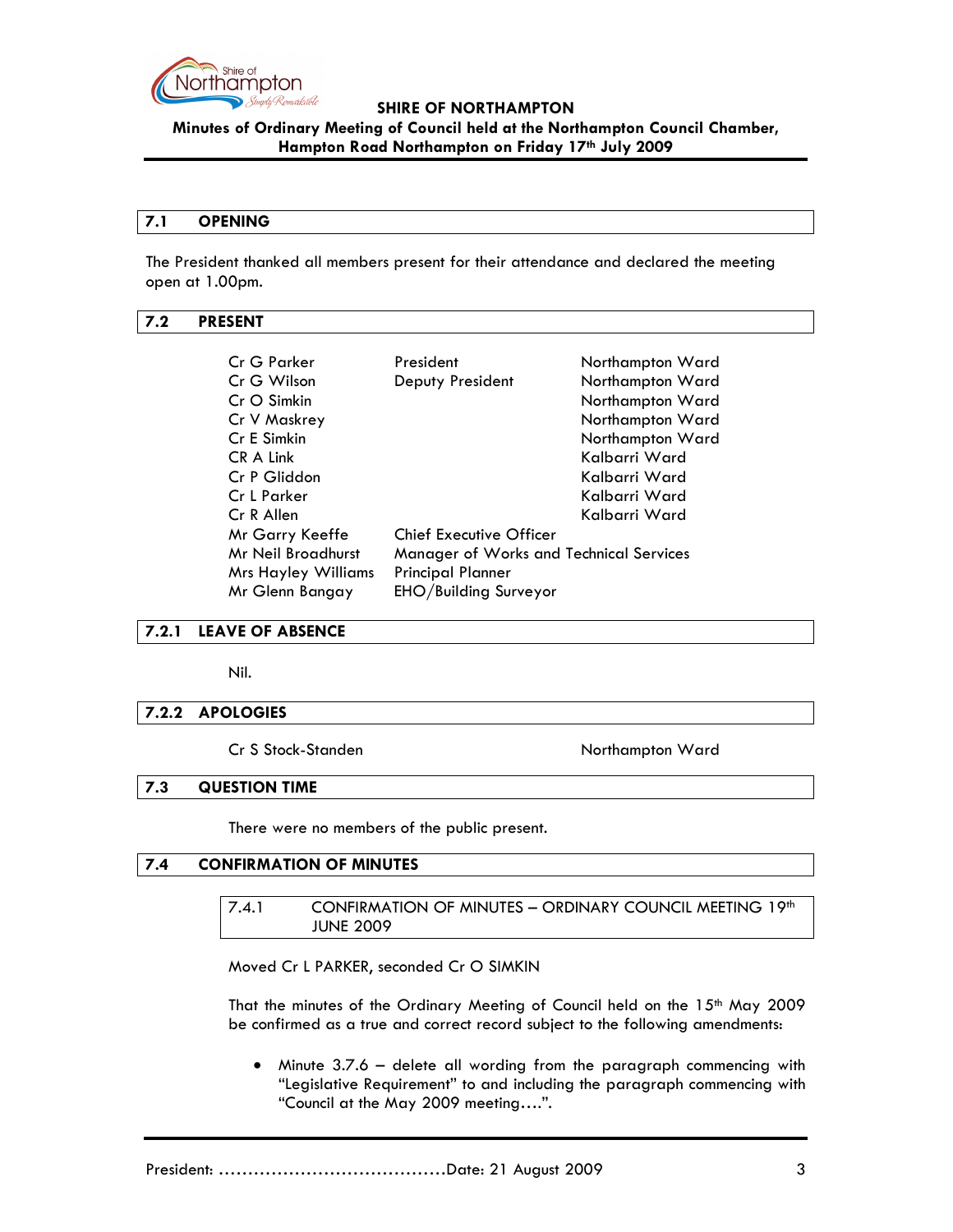## 7.1 OPENING

The President thanked all members present for their attendance and declared the meeting open at 1.00pm.

## 7.2 PRESENT

| | | |
|---|---|---|
| Cr G Parker | President | Northampton Ward |
| Cr G Wilson | Deputy President | Northampton Ward |
| Cr O Simkin | | Northampton Ward |
| Cr V Maskrey | | Northampton Ward |
| Cr E Simkin | | Northampton Ward |
| CR A Link | | Kalbarri Ward |
| Cr P Gliddon | | Kalbarri Ward |
| Cr L Parker | | Kalbarri Ward |
| Cr R Allen | | Kalbarri Ward |
| Mr Garry Keeffe | Chief Executive Officer | |
| Mr Neil Broadhurst | Manager of Works and Technical Services | |
| Mrs Hayley Williams | Principal Planner | |
| Mr Glenn Bangay | EHO/Building Surveyor | |

### 7.2.1 LEAVE OF ABSENCE

Nil.

### 7.2.2 APOLOGIES

Cr S Stock-Standen — Northampton Ward

## 7.3 QUESTION TIME

There were no members of the public present.

## 7.4 CONFIRMATION OF MINUTES

### 7.4.1 CONFIRMATION OF MINUTES – ORDINARY COUNCIL MEETING 19th JUNE 2009

Moved Cr L PARKER, seconded Cr O SIMKIN

That the minutes of the Ordinary Meeting of Council held on the 15th May 2009 be confirmed as a true and correct record subject to the following amendments:

- Minute 3.7.6 – delete all wording from the paragraph commencing with "Legislative Requirement" to and including the paragraph commencing with "Council at the May 2009 meeting….".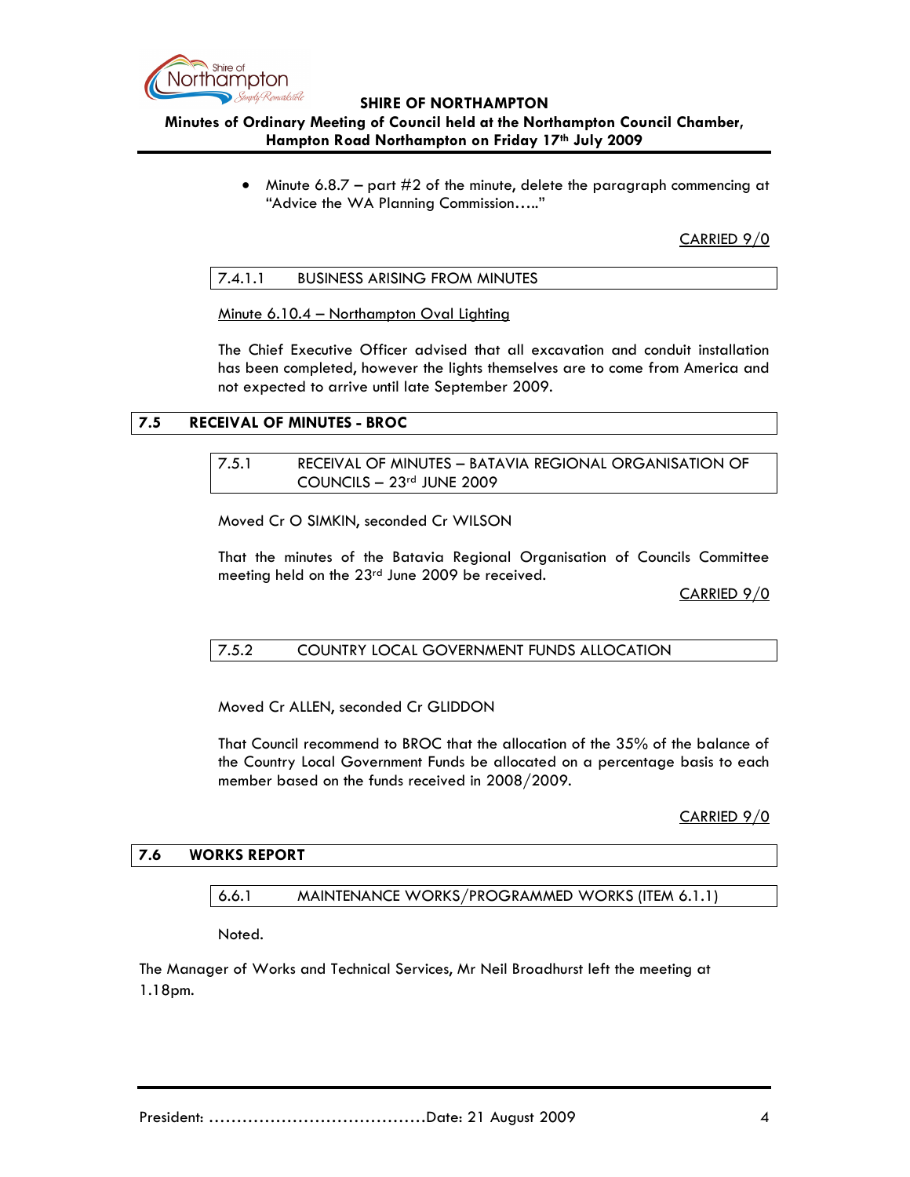- Minute 6.8.7 – part #2 of the minute, delete the paragraph commencing at "Advice the WA Planning Commission….."

CARRIED 9/0

### 7.4.1.1 BUSINESS ARISING FROM MINUTES

Minute 6.10.4 – Northampton Oval Lighting

The Chief Executive Officer advised that all excavation and conduit installation has been completed, however the lights themselves are to come from America and not expected to arrive until late September 2009.

## 7.5 RECEIVAL OF MINUTES - BROC

### 7.5.1 RECEIVAL OF MINUTES – BATAVIA REGIONAL ORGANISATION OF COUNCILS – 23rd JUNE 2009

Moved Cr O SIMKIN, seconded Cr WILSON

That the minutes of the Batavia Regional Organisation of Councils Committee meeting held on the 23rd June 2009 be received.

CARRIED 9/0

### 7.5.2 COUNTRY LOCAL GOVERNMENT FUNDS ALLOCATION

Moved Cr ALLEN, seconded Cr GLIDDON

That Council recommend to BROC that the allocation of the 35% of the balance of the Country Local Government Funds be allocated on a percentage basis to each member based on the funds received in 2008/2009.

CARRIED 9/0

## 7.6 WORKS REPORT

### 6.6.1 MAINTENANCE WORKS/PROGRAMMED WORKS (ITEM 6.1.1)

Noted.

The Manager of Works and Technical Services, Mr Neil Broadhurst left the meeting at 1.18pm.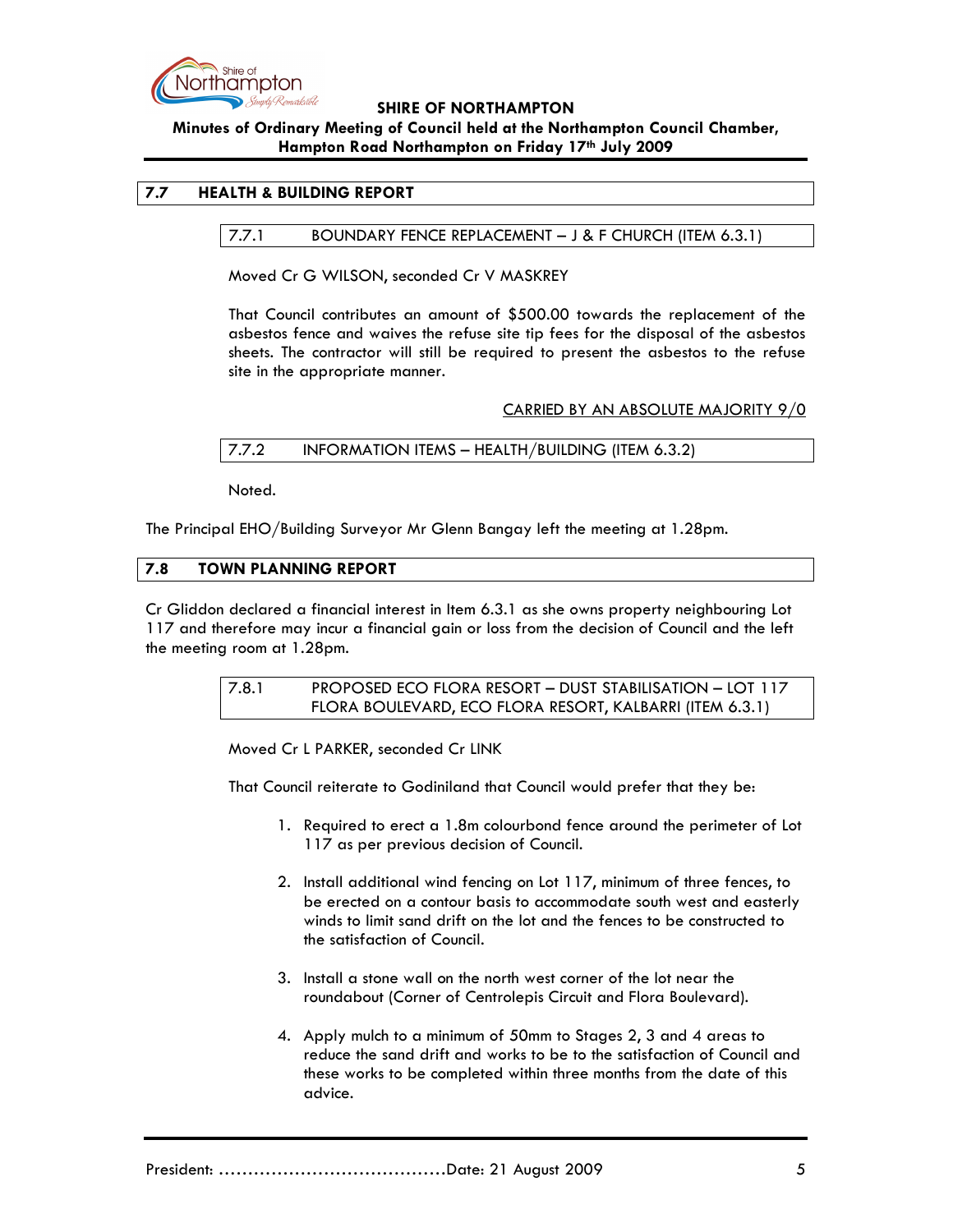## 7.7 HEALTH & BUILDING REPORT

### 7.7.1 BOUNDARY FENCE REPLACEMENT – J & F CHURCH (ITEM 6.3.1)

Moved Cr G WILSON, seconded Cr V MASKREY

That Council contributes an amount of $500.00 towards the replacement of the asbestos fence and waives the refuse site tip fees for the disposal of the asbestos sheets. The contractor will still be required to present the asbestos to the refuse site in the appropriate manner.

CARRIED BY AN ABSOLUTE MAJORITY 9/0

### 7.7.2 INFORMATION ITEMS – HEALTH/BUILDING (ITEM 6.3.2)

Noted.

The Principal EHO/Building Surveyor Mr Glenn Bangay left the meeting at 1.28pm.

## 7.8 TOWN PLANNING REPORT

Cr Gliddon declared a financial interest in Item 6.3.1 as she owns property neighbouring Lot 117 and therefore may incur a financial gain or loss from the decision of Council and the left the meeting room at 1.28pm.

### 7.8.1 PROPOSED ECO FLORA RESORT – DUST STABILISATION – LOT 117 FLORA BOULEVARD, ECO FLORA RESORT, KALBARRI (ITEM 6.3.1)

Moved Cr L PARKER, seconded Cr LINK

That Council reiterate to Godiniland that Council would prefer that they be:

1. Required to erect a 1.8m colourbond fence around the perimeter of Lot 117 as per previous decision of Council.

2. Install additional wind fencing on Lot 117, minimum of three fences, to be erected on a contour basis to accommodate south west and easterly winds to limit sand drift on the lot and the fences to be constructed to the satisfaction of Council.

3. Install a stone wall on the north west corner of the lot near the roundabout (Corner of Centrolepis Circuit and Flora Boulevard).

4. Apply mulch to a minimum of 50mm to Stages 2, 3 and 4 areas to reduce the sand drift and works to be to the satisfaction of Council and these works to be completed within three months from the date of this advice.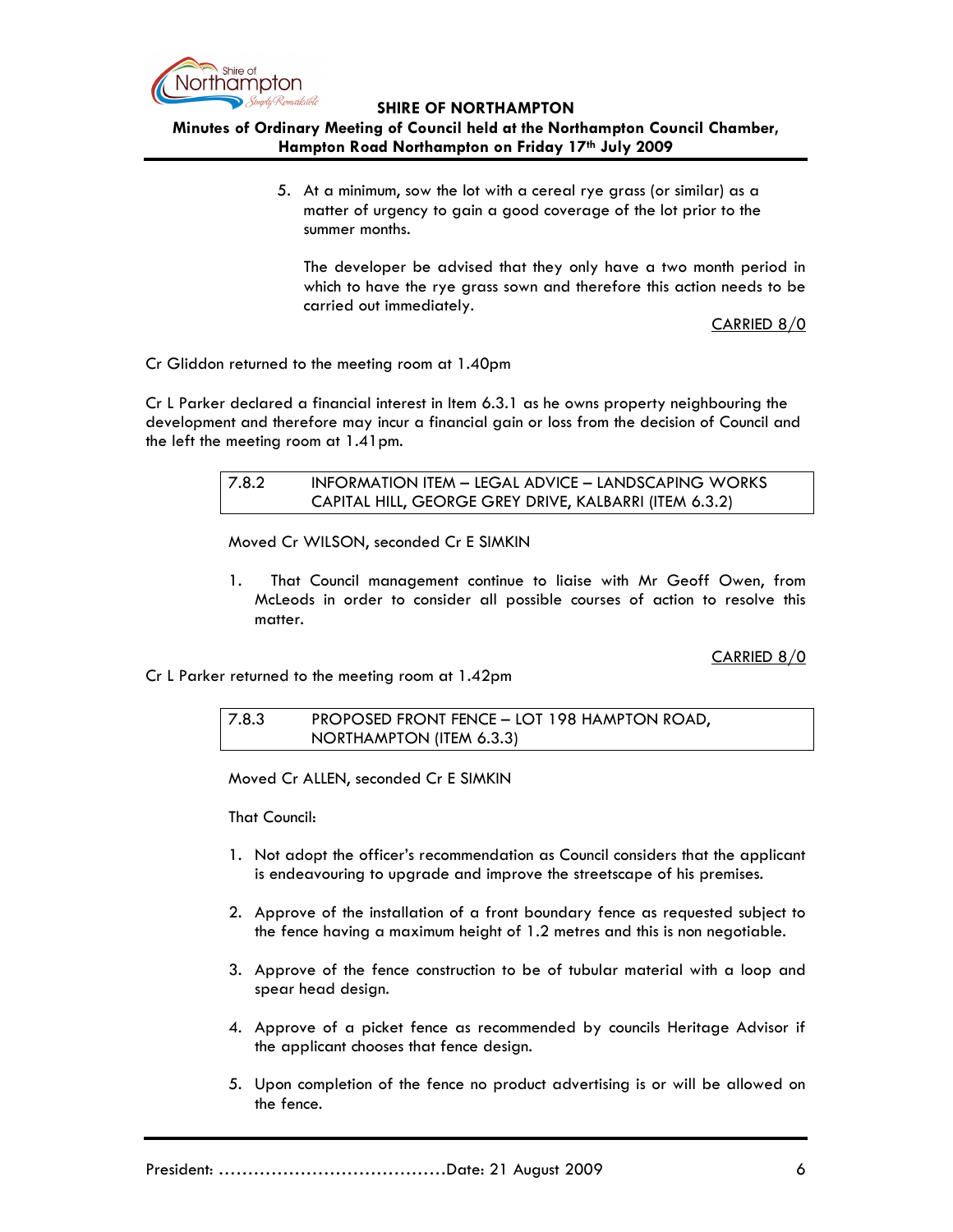5. At a minimum, sow the lot with a cereal rye grass (or similar) as a matter of urgency to gain a good coverage of the lot prior to the summer months.

   The developer be advised that they only have a two month period in which to have the rye grass sown and therefore this action needs to be carried out immediately.

CARRIED 8/0

Cr Gliddon returned to the meeting room at 1.40pm

Cr L Parker declared a financial interest in Item 6.3.1 as he owns property neighbouring the development and therefore may incur a financial gain or loss from the decision of Council and the left the meeting room at 1.41pm.

| 7.8.2 | INFORMATION ITEM – LEGAL ADVICE – LANDSCAPING WORKS CAPITAL HILL, GEORGE GREY DRIVE, KALBARRI (ITEM 6.3.2) |
|---|---|

Moved Cr WILSON, seconded Cr E SIMKIN

1. That Council management continue to liaise with Mr Geoff Owen, from McLeods in order to consider all possible courses of action to resolve this matter.

CARRIED 8/0

Cr L Parker returned to the meeting room at 1.42pm

| 7.8.3 | PROPOSED FRONT FENCE – LOT 198 HAMPTON ROAD, NORTHAMPTON (ITEM 6.3.3) |
|---|---|

Moved Cr ALLEN, seconded Cr E SIMKIN

That Council:

1. Not adopt the officer's recommendation as Council considers that the applicant is endeavouring to upgrade and improve the streetscape of his premises.

2. Approve of the installation of a front boundary fence as requested subject to the fence having a maximum height of 1.2 metres and this is non negotiable.

3. Approve of the fence construction to be of tubular material with a loop and spear head design.

4. Approve of a picket fence as recommended by councils Heritage Advisor if the applicant chooses that fence design.

5. Upon completion of the fence no product advertising is or will be allowed on the fence.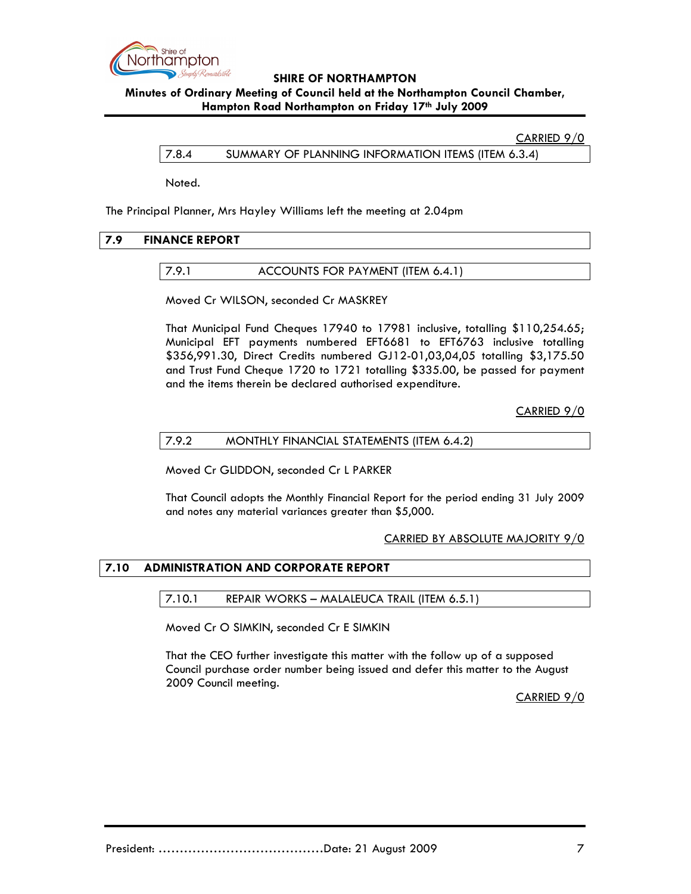CARRIED 9/0

### 7.8.4 SUMMARY OF PLANNING INFORMATION ITEMS (ITEM 6.3.4)

Noted.

The Principal Planner, Mrs Hayley Williams left the meeting at 2.04pm

## 7.9 FINANCE REPORT

### 7.9.1 ACCOUNTS FOR PAYMENT (ITEM 6.4.1)

Moved Cr WILSON, seconded Cr MASKREY

That Municipal Fund Cheques 17940 to 17981 inclusive, totalling $110,254.65; Municipal EFT payments numbered EFT6681 to EFT6763 inclusive totalling $356,991.30, Direct Credits numbered GJ12-01,03,04,05 totalling $3,175.50 and Trust Fund Cheque 1720 to 1721 totalling $335.00, be passed for payment and the items therein be declared authorised expenditure.

CARRIED 9/0

### 7.9.2 MONTHLY FINANCIAL STATEMENTS (ITEM 6.4.2)

Moved Cr GLIDDON, seconded Cr L PARKER

That Council adopts the Monthly Financial Report for the period ending 31 July 2009 and notes any material variances greater than $5,000.

CARRIED BY ABSOLUTE MAJORITY 9/0

## 7.10 ADMINISTRATION AND CORPORATE REPORT

### 7.10.1 REPAIR WORKS – MALALEUCA TRAIL (ITEM 6.5.1)

Moved Cr O SIMKIN, seconded Cr E SIMKIN

That the CEO further investigate this matter with the follow up of a supposed Council purchase order number being issued and defer this matter to the August 2009 Council meeting.

CARRIED 9/0

President: ……………………………………Date: 21 August 2009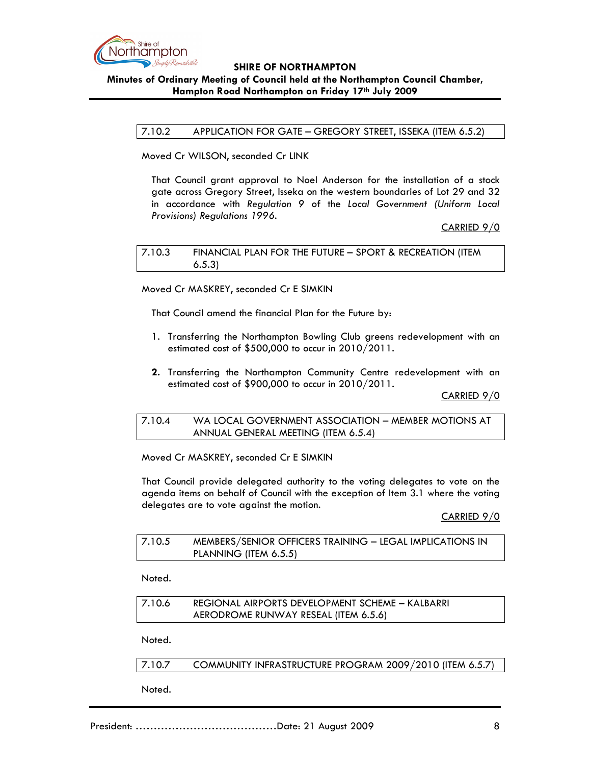### 7.10.2 APPLICATION FOR GATE – GREGORY STREET, ISSEKA (ITEM 6.5.2)

Moved Cr WILSON, seconded Cr LINK

That Council grant approval to Noel Anderson for the installation of a stock gate across Gregory Street, Isseka on the western boundaries of Lot 29 and 32 in accordance with *Regulation 9* of the *Local Government (Uniform Local Provisions) Regulations 1996.*

CARRIED 9/0

### 7.10.3 FINANCIAL PLAN FOR THE FUTURE – SPORT & RECREATION (ITEM 6.5.3)

Moved Cr MASKREY, seconded Cr E SIMKIN

That Council amend the financial Plan for the Future by:

1. Transferring the Northampton Bowling Club greens redevelopment with an estimated cost of $500,000 to occur in 2010/2011.

2. Transferring the Northampton Community Centre redevelopment with an estimated cost of $900,000 to occur in 2010/2011.

CARRIED 9/0

### 7.10.4 WA LOCAL GOVERNMENT ASSOCIATION – MEMBER MOTIONS AT ANNUAL GENERAL MEETING (ITEM 6.5.4)

Moved Cr MASKREY, seconded Cr E SIMKIN

That Council provide delegated authority to the voting delegates to vote on the agenda items on behalf of Council with the exception of Item 3.1 where the voting delegates are to vote against the motion.

CARRIED 9/0

### 7.10.5 MEMBERS/SENIOR OFFICERS TRAINING – LEGAL IMPLICATIONS IN PLANNING (ITEM 6.5.5)

Noted.

### 7.10.6 REGIONAL AIRPORTS DEVELOPMENT SCHEME – KALBARRI AERODROME RUNWAY RESEAL (ITEM 6.5.6)

Noted.

### 7.10.7 COMMUNITY INFRASTRUCTURE PROGRAM 2009/2010 (ITEM 6.5.7)

Noted.

President: ………………………………….Date: 21 August 2009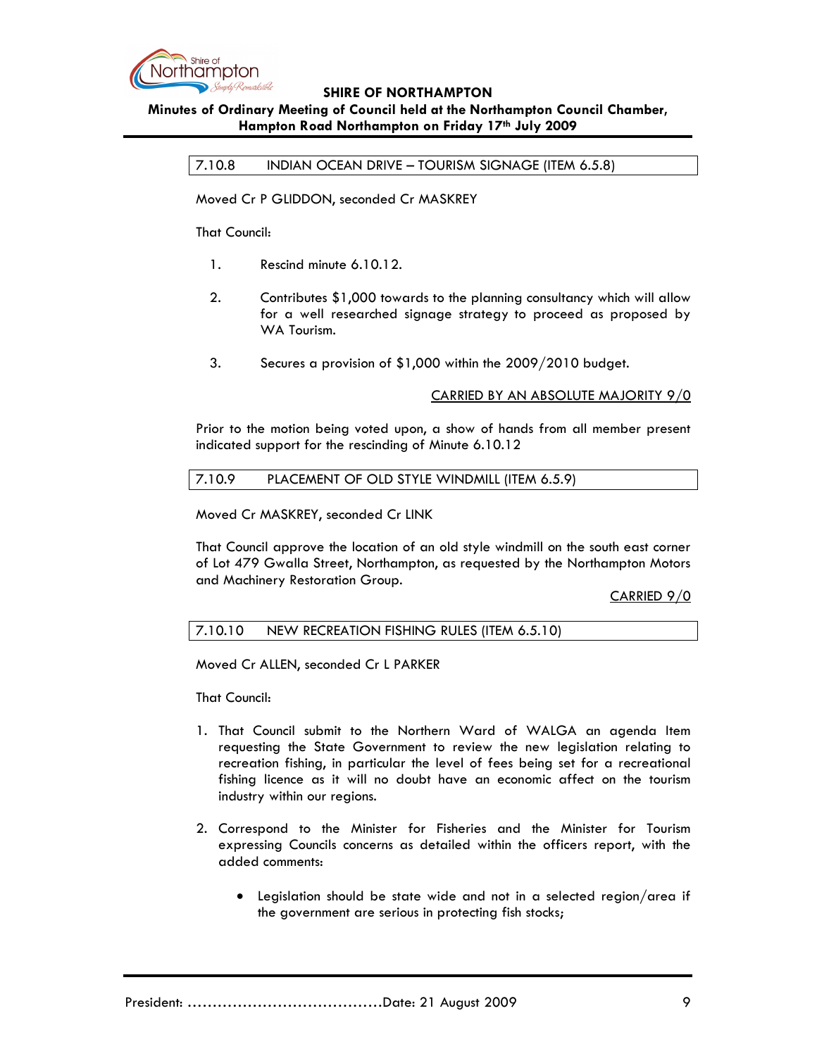### 7.10.8 INDIAN OCEAN DRIVE – TOURISM SIGNAGE (ITEM 6.5.8)

Moved Cr P GLIDDON, seconded Cr MASKREY

That Council:

1. Rescind minute 6.10.12.

2. Contributes $1,000 towards to the planning consultancy which will allow for a well researched signage strategy to proceed as proposed by WA Tourism.

3. Secures a provision of $1,000 within the 2009/2010 budget.

CARRIED BY AN ABSOLUTE MAJORITY 9/0

Prior to the motion being voted upon, a show of hands from all member present indicated support for the rescinding of Minute 6.10.12

### 7.10.9 PLACEMENT OF OLD STYLE WINDMILL (ITEM 6.5.9)

Moved Cr MASKREY, seconded Cr LINK

That Council approve the location of an old style windmill on the south east corner of Lot 479 Gwalla Street, Northampton, as requested by the Northampton Motors and Machinery Restoration Group.

CARRIED 9/0

### 7.10.10 NEW RECREATION FISHING RULES (ITEM 6.5.10)

Moved Cr ALLEN, seconded Cr L PARKER

That Council:

1. That Council submit to the Northern Ward of WALGA an agenda Item requesting the State Government to review the new legislation relating to recreation fishing, in particular the level of fees being set for a recreational fishing licence as it will no doubt have an economic affect on the tourism industry within our regions.

2. Correspond to the Minister for Fisheries and the Minister for Tourism expressing Councils concerns as detailed within the officers report, with the added comments:

   - Legislation should be state wide and not in a selected region/area if the government are serious in protecting fish stocks;

President: ....................................... Date: 21 August 2009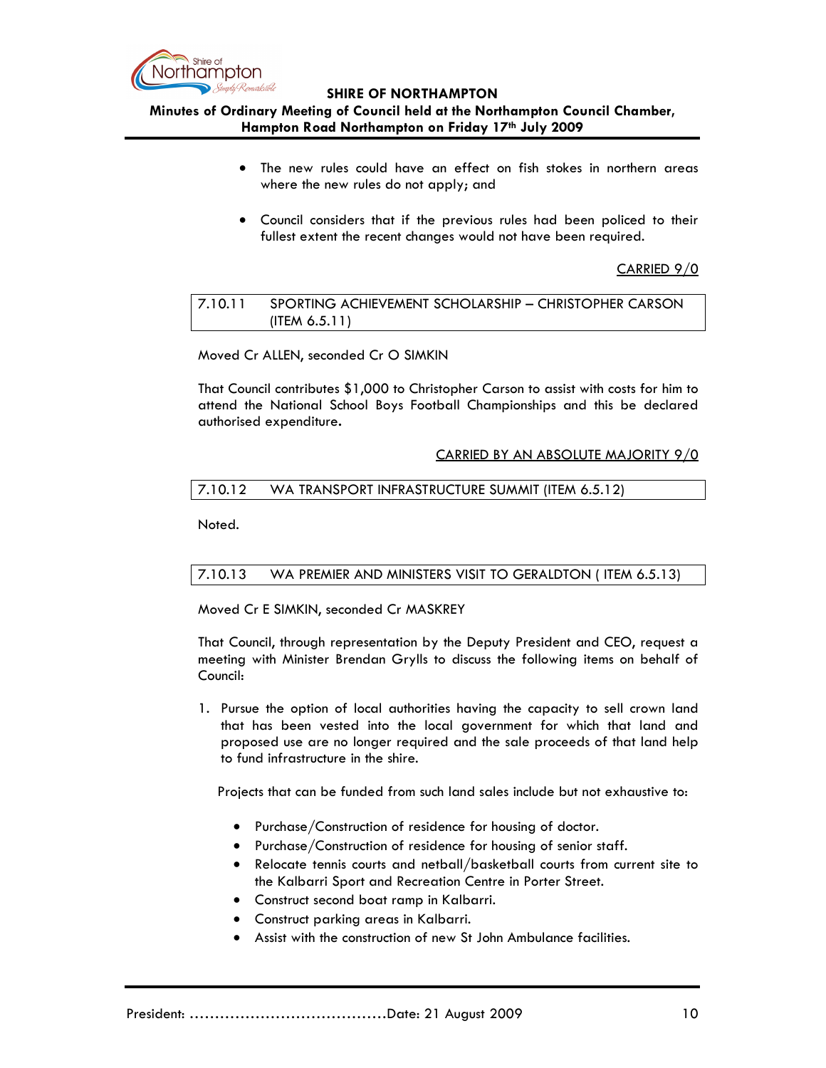- The new rules could have an effect on fish stokes in northern areas where the new rules do not apply; and

- Council considers that if the previous rules had been policed to their fullest extent the recent changes would not have been required.

CARRIED 9/0

### 7.10.11 SPORTING ACHIEVEMENT SCHOLARSHIP – CHRISTOPHER CARSON (ITEM 6.5.11)

Moved Cr ALLEN, seconded Cr O SIMKIN

That Council contributes $1,000 to Christopher Carson to assist with costs for him to attend the National School Boys Football Championships and this be declared authorised expenditure.

CARRIED BY AN ABSOLUTE MAJORITY 9/0

### 7.10.12 WA TRANSPORT INFRASTRUCTURE SUMMIT (ITEM 6.5.12)

Noted.

### 7.10.13 WA PREMIER AND MINISTERS VISIT TO GERALDTON ( ITEM 6.5.13)

Moved Cr E SIMKIN, seconded Cr MASKREY

That Council, through representation by the Deputy President and CEO, request a meeting with Minister Brendan Grylls to discuss the following items on behalf of Council:

1. Pursue the option of local authorities having the capacity to sell crown land that has been vested into the local government for which that land and proposed use are no longer required and the sale proceeds of that land help to fund infrastructure in the shire.

   Projects that can be funded from such land sales include but not exhaustive to:

   - Purchase/Construction of residence for housing of doctor.
   - Purchase/Construction of residence for housing of senior staff.
   - Relocate tennis courts and netball/basketball courts from current site to the Kalbarri Sport and Recreation Centre in Porter Street.
   - Construct second boat ramp in Kalbarri.
   - Construct parking areas in Kalbarri.
   - Assist with the construction of new St John Ambulance facilities.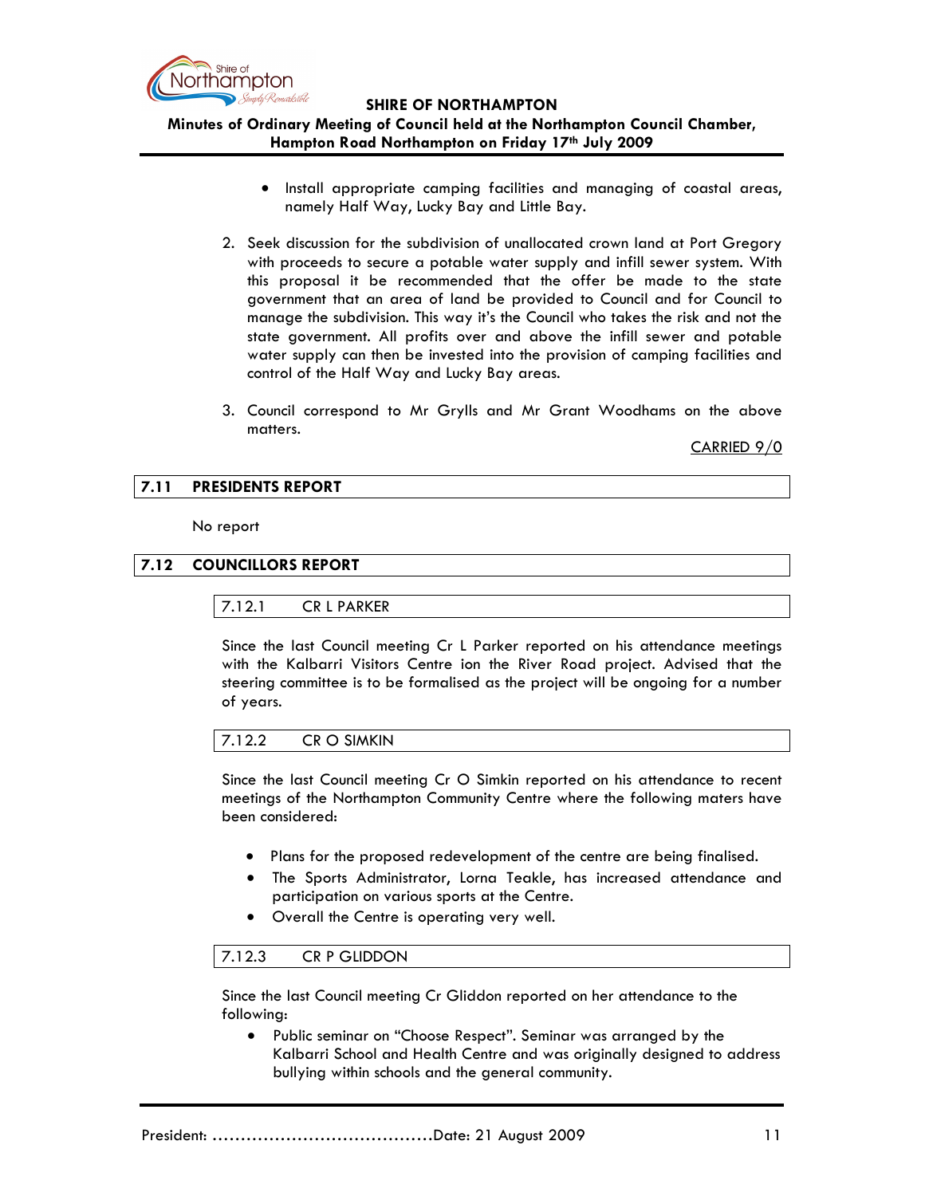- Install appropriate camping facilities and managing of coastal areas, namely Half Way, Lucky Bay and Little Bay.

2. Seek discussion for the subdivision of unallocated crown land at Port Gregory with proceeds to secure a potable water supply and infill sewer system. With this proposal it be recommended that the offer be made to the state government that an area of land be provided to Council and for Council to manage the subdivision. This way it's the Council who takes the risk and not the state government. All profits over and above the infill sewer and potable water supply can then be invested into the provision of camping facilities and control of the Half Way and Lucky Bay areas.

3. Council correspond to Mr Grylls and Mr Grant Woodhams on the above matters.

CARRIED 9/0

## 7.11 PRESIDENTS REPORT

No report

## 7.12 COUNCILLORS REPORT

### 7.12.1 CR L PARKER

Since the last Council meeting Cr L Parker reported on his attendance meetings with the Kalbarri Visitors Centre ion the River Road project. Advised that the steering committee is to be formalised as the project will be ongoing for a number of years.

### 7.12.2 CR O SIMKIN

Since the last Council meeting Cr O Simkin reported on his attendance to recent meetings of the Northampton Community Centre where the following maters have been considered:

- Plans for the proposed redevelopment of the centre are being finalised.
- The Sports Administrator, Lorna Teakle, has increased attendance and participation on various sports at the Centre.
- Overall the Centre is operating very well.

### 7.12.3 CR P GLIDDON

Since the last Council meeting Cr Gliddon reported on her attendance to the following:

- Public seminar on "Choose Respect". Seminar was arranged by the Kalbarri School and Health Centre and was originally designed to address bullying within schools and the general community.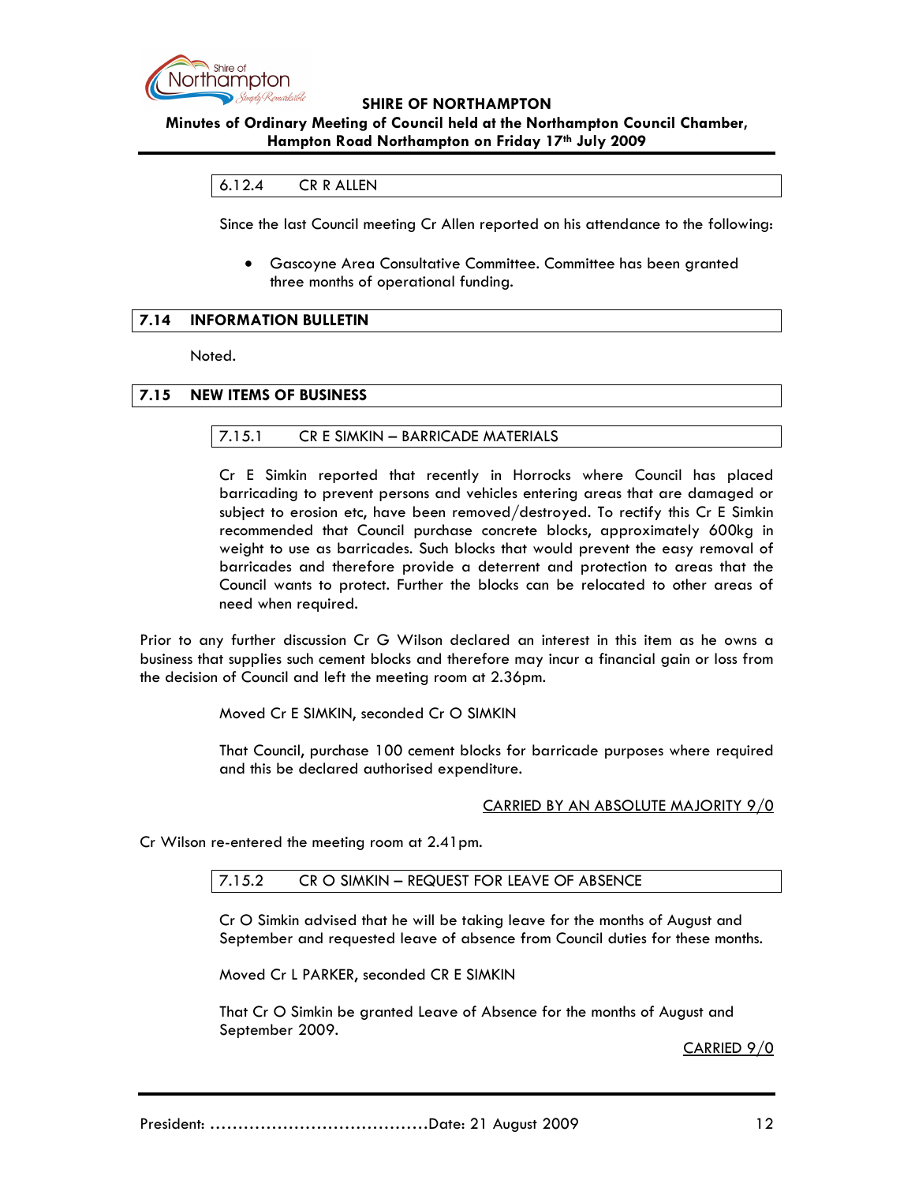#### 6.12.4 CR R ALLEN

Since the last Council meeting Cr Allen reported on his attendance to the following:

- Gascoyne Area Consultative Committee. Committee has been granted three months of operational funding.

## 7.14 INFORMATION BULLETIN

Noted.

## 7.15 NEW ITEMS OF BUSINESS

### 7.15.1 CR E SIMKIN – BARRICADE MATERIALS

Cr E Simkin reported that recently in Horrocks where Council has placed barricading to prevent persons and vehicles entering areas that are damaged or subject to erosion etc, have been removed/destroyed. To rectify this Cr E Simkin recommended that Council purchase concrete blocks, approximately 600kg in weight to use as barricades. Such blocks that would prevent the easy removal of barricades and therefore provide a deterrent and protection to areas that the Council wants to protect. Further the blocks can be relocated to other areas of need when required.

Prior to any further discussion Cr G Wilson declared an interest in this item as he owns a business that supplies such cement blocks and therefore may incur a financial gain or loss from the decision of Council and left the meeting room at 2.36pm.

Moved Cr E SIMKIN, seconded Cr O SIMKIN

That Council, purchase 100 cement blocks for barricade purposes where required and this be declared authorised expenditure.

CARRIED BY AN ABSOLUTE MAJORITY 9/0

Cr Wilson re-entered the meeting room at 2.41pm.

### 7.15.2 CR O SIMKIN – REQUEST FOR LEAVE OF ABSENCE

Cr O Simkin advised that he will be taking leave for the months of August and September and requested leave of absence from Council duties for these months.

Moved Cr L PARKER, seconded CR E SIMKIN

That Cr O Simkin be granted Leave of Absence for the months of August and September 2009.

CARRIED 9/0

President: .......................................Date: 21 August 2009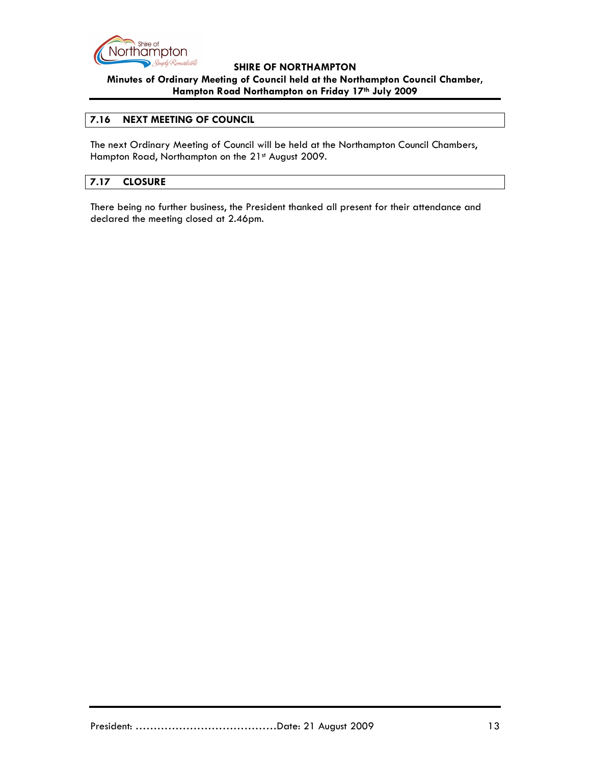## 7.16 NEXT MEETING OF COUNCIL

The next Ordinary Meeting of Council will be held at the Northampton Council Chambers, Hampton Road, Northampton on the 21st August 2009.

## 7.17 CLOSURE

There being no further business, the President thanked all present for their attendance and declared the meeting closed at 2.46pm.

President: ………………………………….Date: 21 August 2009